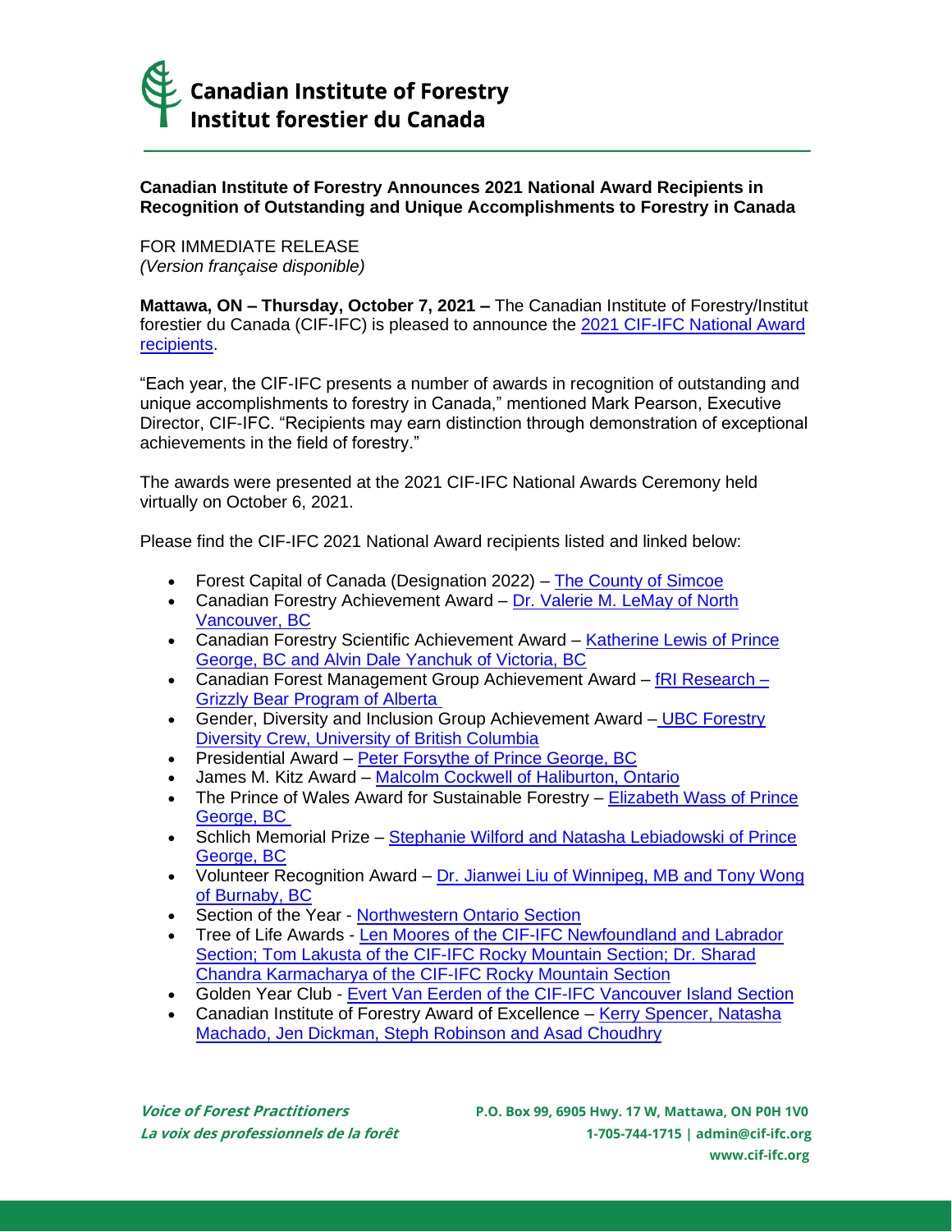**Canadian Institute of Forestry**
**Institut forestier du Canada**

## Canadian Institute of Forestry Announces 2021 National Award Recipients in Recognition of Outstanding and Unique Accomplishments to Forestry in Canada

FOR IMMEDIATE RELEASE
*(Version française disponible)*

**Mattawa, ON – Thursday, October 7, 2021 –** The Canadian Institute of Forestry/Institut forestier du Canada (CIF-IFC) is pleased to announce the 2021 CIF-IFC National Award recipients.

"Each year, the CIF-IFC presents a number of awards in recognition of outstanding and unique accomplishments to forestry in Canada," mentioned Mark Pearson, Executive Director, CIF-IFC. "Recipients may earn distinction through demonstration of exceptional achievements in the field of forestry."

The awards were presented at the 2021 CIF-IFC National Awards Ceremony held virtually on October 6, 2021.

Please find the CIF-IFC 2021 National Award recipients listed and linked below:

- Forest Capital of Canada (Designation 2022) – The County of Simcoe
- Canadian Forestry Achievement Award – Dr. Valerie M. LeMay of North Vancouver, BC
- Canadian Forestry Scientific Achievement Award – Katherine Lewis of Prince George, BC and Alvin Dale Yanchuk of Victoria, BC
- Canadian Forest Management Group Achievement Award – fRI Research – Grizzly Bear Program of Alberta
- Gender, Diversity and Inclusion Group Achievement Award – UBC Forestry Diversity Crew, University of British Columbia
- Presidential Award – Peter Forsythe of Prince George, BC
- James M. Kitz Award – Malcolm Cockwell of Haliburton, Ontario
- The Prince of Wales Award for Sustainable Forestry – Elizabeth Wass of Prince George, BC
- Schlich Memorial Prize – Stephanie Wilford and Natasha Lebiadowski of Prince George, BC
- Volunteer Recognition Award – Dr. Jianwei Liu of Winnipeg, MB and Tony Wong of Burnaby, BC
- Section of the Year - Northwestern Ontario Section
- Tree of Life Awards - Len Moores of the CIF-IFC Newfoundland and Labrador Section; Tom Lakusta of the CIF-IFC Rocky Mountain Section; Dr. Sharad Chandra Karmacharya of the CIF-IFC Rocky Mountain Section
- Golden Year Club - Evert Van Eerden of the CIF-IFC Vancouver Island Section
- Canadian Institute of Forestry Award of Excellence – Kerry Spencer, Natasha Machado, Jen Dickman, Steph Robinson and Asad Choudhry

***Voice of Forest Practitioners***
***La voix des professionnels de la forêt***

**P.O. Box 99, 6905 Hwy. 17 W, Mattawa, ON P0H 1V0**
**1-705-744-1715 | admin@cif-ifc.org**
**www.cif-ifc.org**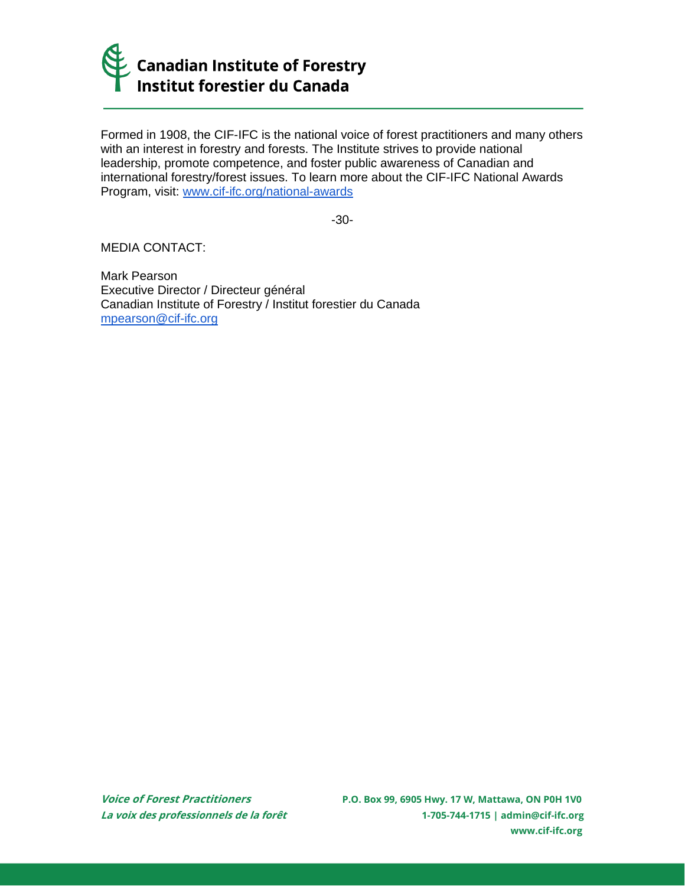Formed in 1908, the CIF-IFC is the national voice of forest practitioners and many others with an interest in forestry and forests. The Institute strives to provide national leadership, promote competence, and foster public awareness of Canadian and international forestry/forest issues. To learn more about the CIF-IFC National Awards Program, visit: [www.cif-ifc.org/national-awards](http://www.cif-ifc.org/national-awards)

-30-

MEDIA CONTACT:

Mark Pearson
Executive Director / Directeur général
Canadian Institute of Forestry / Institut forestier du Canada
[mpearson@cif-ifc.org](mailto:mpearson@cif-ifc.org)